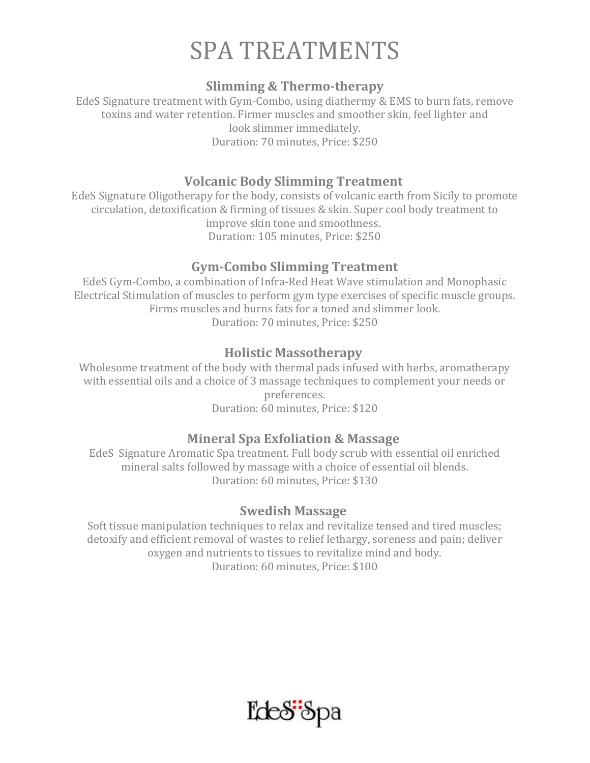# SPA TREATMENTS

### Slimming & Thermo-therapy

EdeS Signature treatment with Gym-Combo, using diathermy & EMS to burn fats, remove toxins and water retention. Firmer muscles and smoother skin, feel lighter and look slimmer immediately.

Duration: 70 minutes, Price: $250

### Volcanic Body Slimming Treatment

EdeS Signature Oligotherapy for the body, consists of volcanic earth from Sicily to promote circulation, detoxification & firming of tissues & skin. Super cool body treatment to improve skin tone and smoothness.

Duration: 105 minutes, Price: $250

### Gym-Combo Slimming Treatment

EdeS Gym-Combo, a combination of Infra-Red Heat Wave stimulation and Monophasic Electrical Stimulation of muscles to perform gym type exercises of specific muscle groups. Firms muscles and burns fats for a toned and slimmer look.

Duration: 70 minutes, Price: $250

### Holistic Massotherapy

Wholesome treatment of the body with thermal pads infused with herbs, aromatherapy with essential oils and a choice of 3 massage techniques to complement your needs or preferences.

Duration: 60 minutes, Price: $120

### Mineral Spa Exfoliation & Massage

EdeS Signature Aromatic Spa treatment. Full body scrub with essential oil enriched mineral salts followed by massage with a choice of essential oil blends.

Duration: 60 minutes, Price: $130

### Swedish Massage

Soft tissue manipulation techniques to relax and revitalize tensed and tired muscles; detoxify and efficient removal of wastes to relief lethargy, soreness and pain; deliver oxygen and nutrients to tissues to revitalize mind and body.

Duration: 60 minutes, Price: $100

EdeS Spa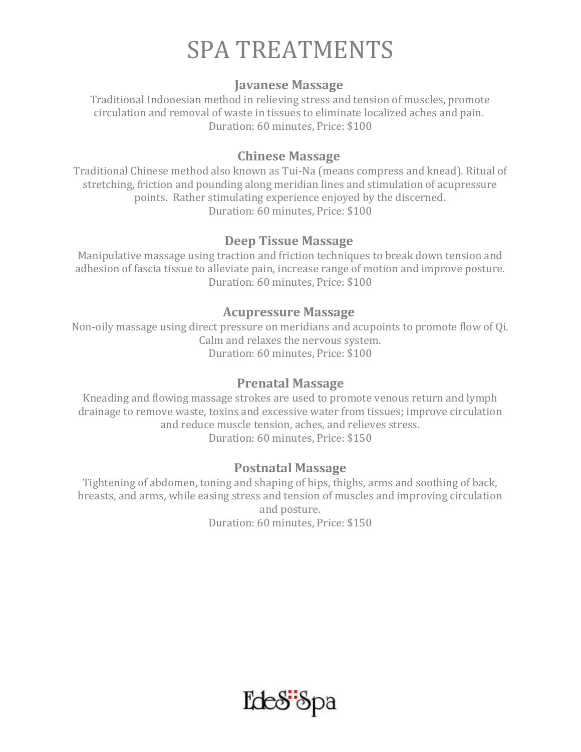# SPA TREATMENTS

## Javanese Massage

Traditional Indonesian method in relieving stress and tension of muscles, promote circulation and removal of waste in tissues to eliminate localized aches and pain.
Duration: 60 minutes, Price: $100

## Chinese Massage

Traditional Chinese method also known as Tui-Na (means compress and knead). Ritual of stretching, friction and pounding along meridian lines and stimulation of acupressure points. Rather stimulating experience enjoyed by the discerned.
Duration: 60 minutes, Price: $100

## Deep Tissue Massage

Manipulative massage using traction and friction techniques to break down tension and adhesion of fascia tissue to alleviate pain, increase range of motion and improve posture.
Duration: 60 minutes, Price: $100

## Acupressure Massage

Non-oily massage using direct pressure on meridians and acupoints to promote flow of Qi. Calm and relaxes the nervous system.
Duration: 60 minutes, Price: $100

## Prenatal Massage

Kneading and flowing massage strokes are used to promote venous return and lymph drainage to remove waste, toxins and excessive water from tissues; improve circulation and reduce muscle tension, aches, and relieves stress.
Duration: 60 minutes, Price: $150

## Postnatal Massage

Tightening of abdomen, toning and shaping of hips, thighs, arms and soothing of back, breasts, and arms, while easing stress and tension of muscles and improving circulation and posture.
Duration: 60 minutes, Price: $150

EdeS Spa